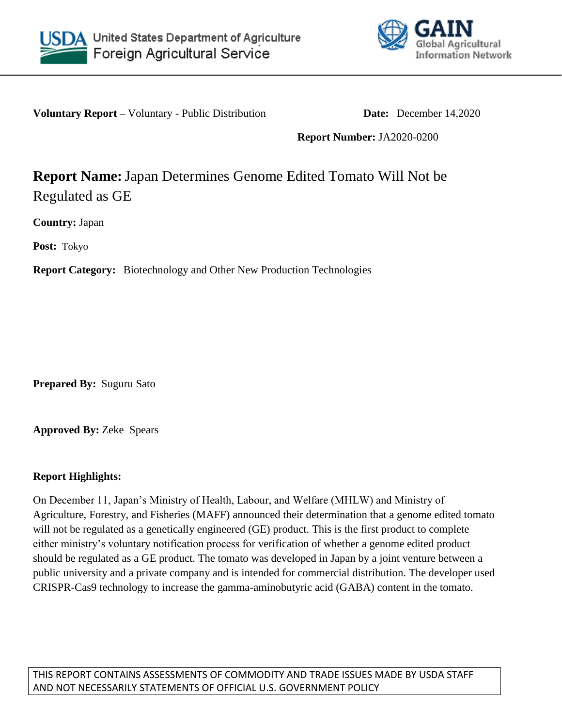**Voluntary Report –** Voluntary - Public Distribution **Date:** December 14,2020

**Report Number:** JA2020-0200

# **Report Name:** Japan Determines Genome Edited Tomato Will Not be Regulated as GE

**Country:** Japan

**Post:** Tokyo

**Report Category:** Biotechnology and Other New Production Technologies

**Prepared By:** Suguru Sato

**Approved By:** Zeke Spears

**Report Highlights:**

On December 11, Japan's Ministry of Health, Labour, and Welfare (MHLW) and Ministry of Agriculture, Forestry, and Fisheries (MAFF) announced their determination that a genome edited tomato will not be regulated as a genetically engineered (GE) product. This is the first product to complete either ministry's voluntary notification process for verification of whether a genome edited product should be regulated as a GE product. The tomato was developed in Japan by a joint venture between a public university and a private company and is intended for commercial distribution. The developer used CRISPR-Cas9 technology to increase the gamma-aminobutyric acid (GABA) content in the tomato.

THIS REPORT CONTAINS ASSESSMENTS OF COMMODITY AND TRADE ISSUES MADE BY USDA STAFF AND NOT NECESSARILY STATEMENTS OF OFFICIAL U.S. GOVERNMENT POLICY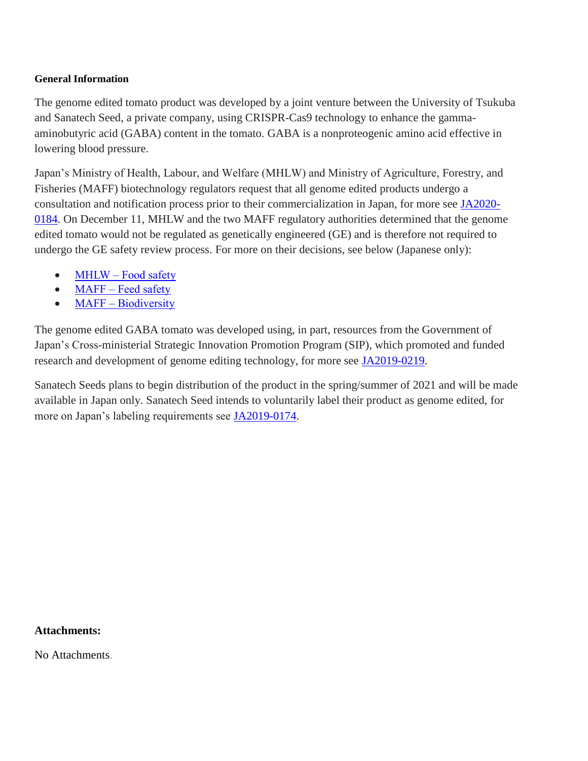**General Information**

The genome edited tomato product was developed by a joint venture between the University of Tsukuba and Sanatech Seed, a private company, using CRISPR-Cas9 technology to enhance the gamma-aminobutyric acid (GABA) content in the tomato. GABA is a nonproteogenic amino acid effective in lowering blood pressure.

Japan's Ministry of Health, Labour, and Welfare (MHLW) and Ministry of Agriculture, Forestry, and Fisheries (MAFF) biotechnology regulators request that all genome edited products undergo a consultation and notification process prior to their commercialization in Japan, for more see JA2020-0184. On December 11, MHLW and the two MAFF regulatory authorities determined that the genome edited tomato would not be regulated as genetically engineered (GE) and is therefore not required to undergo the GE safety review process. For more on their decisions, see below (Japanese only):

- MHLW – Food safety
- MAFF – Feed safety
- MAFF – Biodiversity

The genome edited GABA tomato was developed using, in part, resources from the Government of Japan's Cross-ministerial Strategic Innovation Promotion Program (SIP), which promoted and funded research and development of genome editing technology, for more see JA2019-0219.

Sanatech Seeds plans to begin distribution of the product in the spring/summer of 2021 and will be made available in Japan only. Sanatech Seed intends to voluntarily label their product as genome edited, for more on Japan's labeling requirements see JA2019-0174.

**Attachments:**

No Attachments.